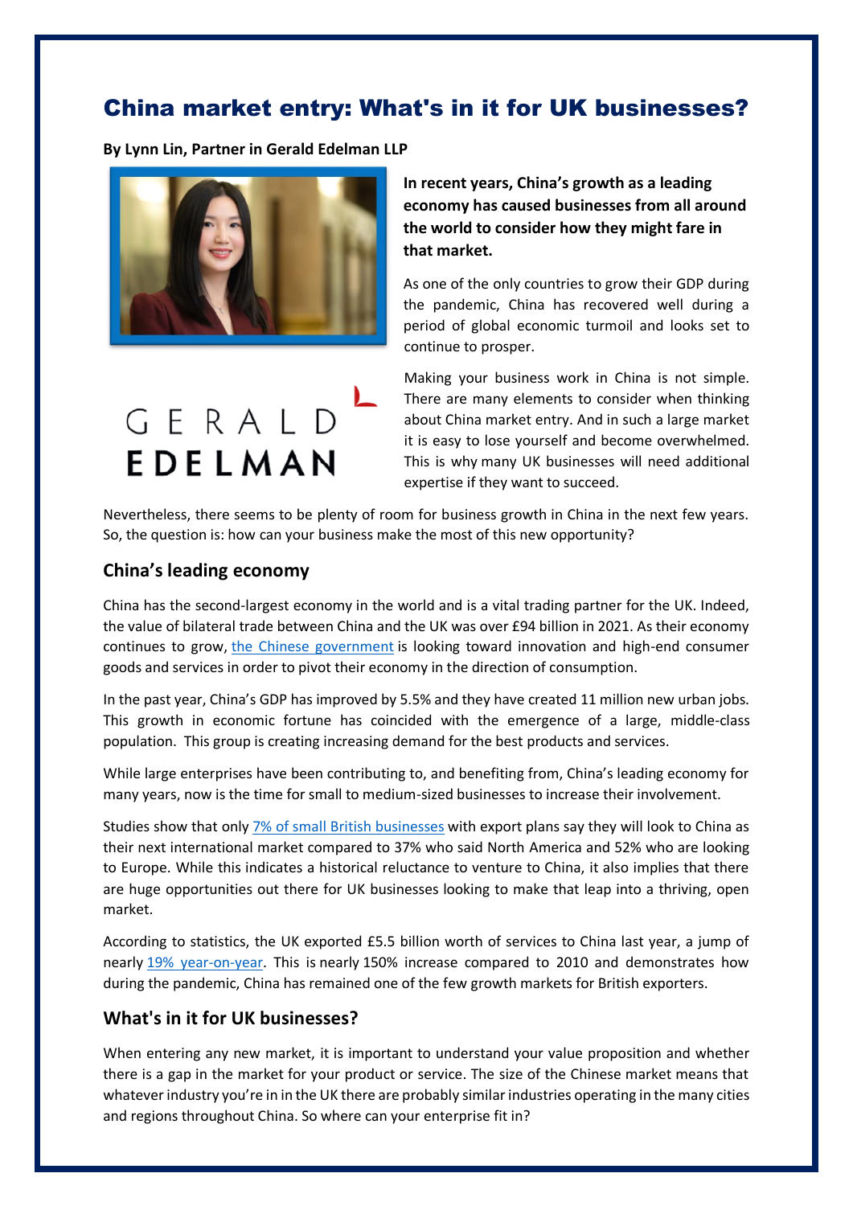# China market entry: What's in it for UK businesses?

**By Lynn Lin, Partner in Gerald Edelman LLP**

**In recent years, China's growth as a leading economy has caused businesses from all around the world to consider how they might fare in that market.**

As one of the only countries to grow their GDP during the pandemic, China has recovered well during a period of global economic turmoil and looks set to continue to prosper.

Making your business work in China is not simple. There are many elements to consider when thinking about China market entry. And in such a large market it is easy to lose yourself and become overwhelmed. This is why many UK businesses will need additional expertise if they want to succeed.

Nevertheless, there seems to be plenty of room for business growth in China in the next few years. So, the question is: how can your business make the most of this new opportunity?

## China's leading economy

China has the second-largest economy in the world and is a vital trading partner for the UK. Indeed, the value of bilateral trade between China and the UK was over £94 billion in 2021. As their economy continues to grow, the Chinese government is looking toward innovation and high-end consumer goods and services in order to pivot their economy in the direction of consumption.

In the past year, China's GDP has improved by 5.5% and they have created 11 million new urban jobs. This growth in economic fortune has coincided with the emergence of a large, middle-class population. This group is creating increasing demand for the best products and services.

While large enterprises have been contributing to, and benefiting from, China's leading economy for many years, now is the time for small to medium-sized businesses to increase their involvement.

Studies show that only 7% of small British businesses with export plans say they will look to China as their next international market compared to 37% who said North America and 52% who are looking to Europe. While this indicates a historical reluctance to venture to China, it also implies that there are huge opportunities out there for UK businesses looking to make that leap into a thriving, open market.

According to statistics, the UK exported £5.5 billion worth of services to China last year, a jump of nearly 19% year-on-year. This is nearly 150% increase compared to 2010 and demonstrates how during the pandemic, China has remained one of the few growth markets for British exporters.

## What's in it for UK businesses?

When entering any new market, it is important to understand your value proposition and whether there is a gap in the market for your product or service. The size of the Chinese market means that whatever industry you're in in the UK there are probably similar industries operating in the many cities and regions throughout China. So where can your enterprise fit in?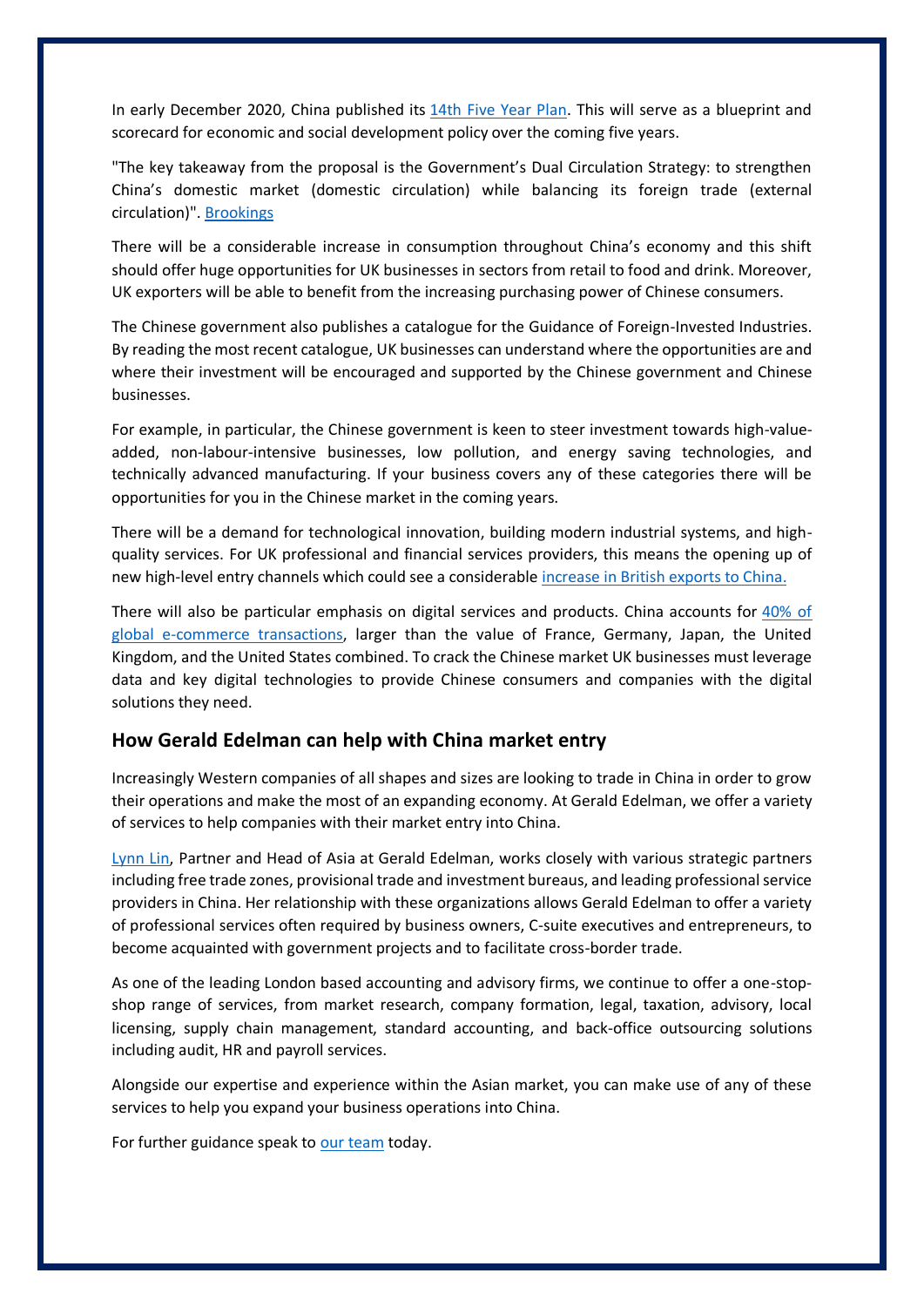In early December 2020, China published its 14th Five Year Plan. This will serve as a blueprint and scorecard for economic and social development policy over the coming five years.

"The key takeaway from the proposal is the Government's Dual Circulation Strategy: to strengthen China's domestic market (domestic circulation) while balancing its foreign trade (external circulation)". Brookings

There will be a considerable increase in consumption throughout China's economy and this shift should offer huge opportunities for UK businesses in sectors from retail to food and drink. Moreover, UK exporters will be able to benefit from the increasing purchasing power of Chinese consumers.

The Chinese government also publishes a catalogue for the Guidance of Foreign-Invested Industries. By reading the most recent catalogue, UK businesses can understand where the opportunities are and where their investment will be encouraged and supported by the Chinese government and Chinese businesses.

For example, in particular, the Chinese government is keen to steer investment towards high-value-added, non-labour-intensive businesses, low pollution, and energy saving technologies, and technically advanced manufacturing. If your business covers any of these categories there will be opportunities for you in the Chinese market in the coming years.

There will be a demand for technological innovation, building modern industrial systems, and high-quality services. For UK professional and financial services providers, this means the opening up of new high-level entry channels which could see a considerable increase in British exports to China.

There will also be particular emphasis on digital services and products. China accounts for 40% of global e-commerce transactions, larger than the value of France, Germany, Japan, the United Kingdom, and the United States combined. To crack the Chinese market UK businesses must leverage data and key digital technologies to provide Chinese consumers and companies with the digital solutions they need.

## How Gerald Edelman can help with China market entry

Increasingly Western companies of all shapes and sizes are looking to trade in China in order to grow their operations and make the most of an expanding economy. At Gerald Edelman, we offer a variety of services to help companies with their market entry into China.

Lynn Lin, Partner and Head of Asia at Gerald Edelman, works closely with various strategic partners including free trade zones, provisional trade and investment bureaus, and leading professional service providers in China. Her relationship with these organizations allows Gerald Edelman to offer a variety of professional services often required by business owners, C-suite executives and entrepreneurs, to become acquainted with government projects and to facilitate cross-border trade.

As one of the leading London based accounting and advisory firms, we continue to offer a one-stop-shop range of services, from market research, company formation, legal, taxation, advisory, local licensing, supply chain management, standard accounting, and back-office outsourcing solutions including audit, HR and payroll services.

Alongside our expertise and experience within the Asian market, you can make use of any of these services to help you expand your business operations into China.

For further guidance speak to our team today.